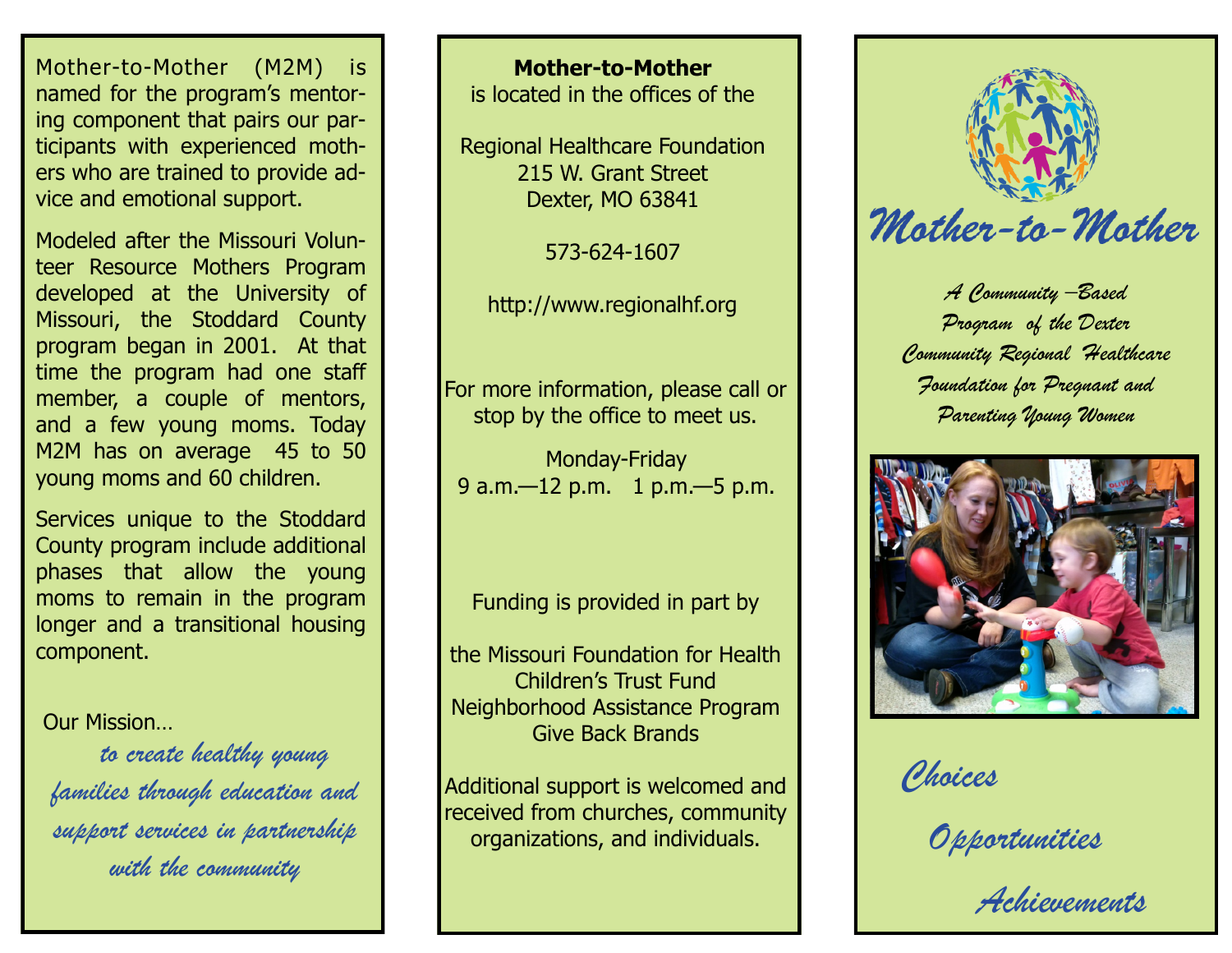Mother-to-Mother (M2M) is named for the program's mentoring component that pairs our participants with experienced mothers who are trained to provide advice and emotional support.

Modeled after the Missouri Volunteer Resource Mothers Program developed at the University of Missouri, the Stoddard County program began in 2001. At that time the program had one staff member, a couple of mentors, and a few young moms. Today M2M has on average 45 to 50 young moms and 60 children.

Services unique to the Stoddard County program include additional phases that allow the young moms to remain in the program longer and a transitional housing component.

Our Mission…

*to create healthy young families through education and support services in partnership with the community*

**Mother-to-Mother**
is located in the offices of the

Regional Healthcare Foundation
215 W. Grant Street
Dexter, MO 63841

573-624-1607

http://www.regionalhf.org

For more information, please call or stop by the office to meet us.

Monday-Friday
9 a.m.—12 p.m. 1 p.m.—5 p.m.

Funding is provided in part by

the Missouri Foundation for Health
Children's Trust Fund
Neighborhood Assistance Program
Give Back Brands

Additional support is welcomed and received from churches, community organizations, and individuals.

# *Mother-to-Mother*

*A Community –Based Program of the Dexter Community Regional Healthcare Foundation for Pregnant and Parenting Young Women*

*Choices*

*Opportunities*

*Achievements*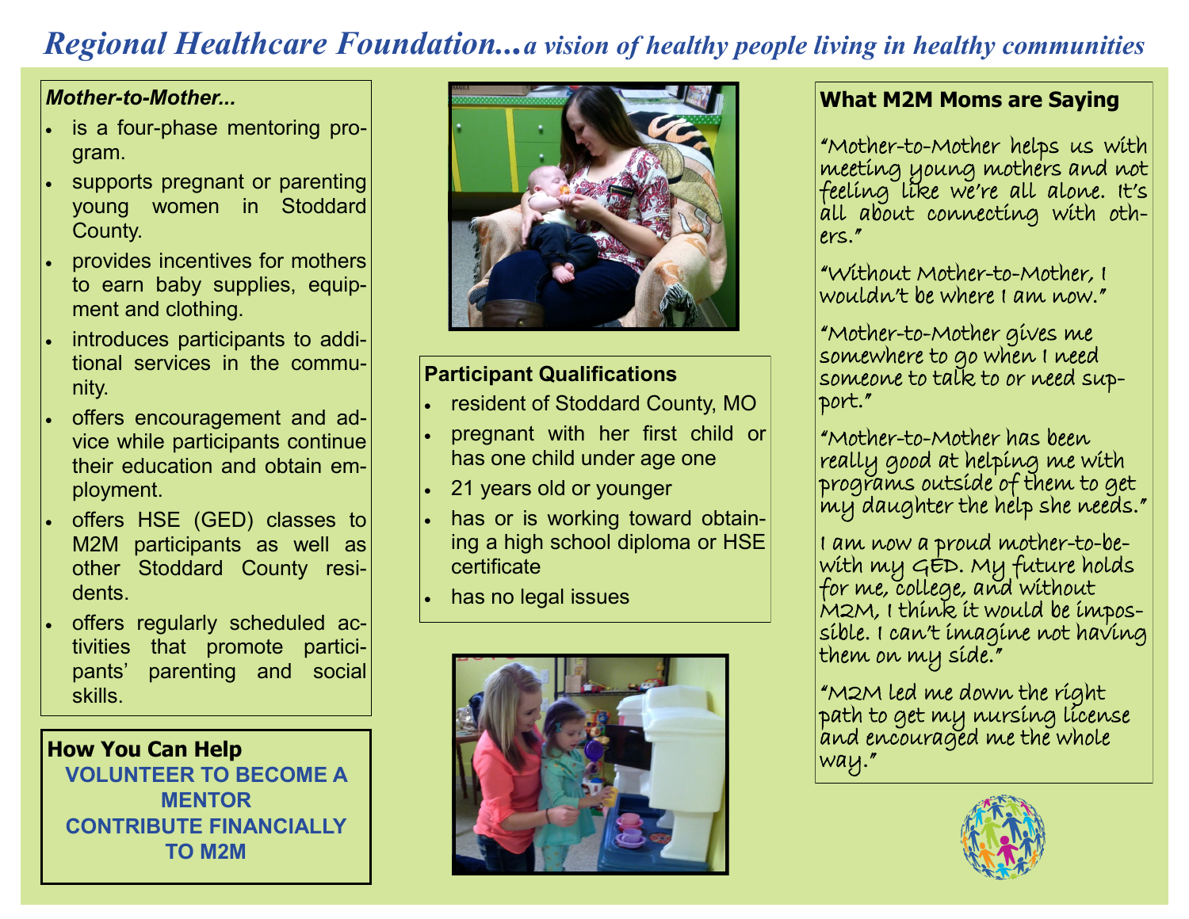# *Regional Healthcare Foundation...a vision of healthy people living in healthy communities*

***Mother-to-Mother...***

- is a four-phase mentoring program.
- supports pregnant or parenting young women in Stoddard County.
- provides incentives for mothers to earn baby supplies, equipment and clothing.
- introduces participants to additional services in the community.
- offers encouragement and advice while participants continue their education and obtain employment.
- offers HSE (GED) classes to M2M participants as well as other Stoddard County residents.
- offers regularly scheduled activities that promote participants' parenting and social skills.

**How You Can Help**

**VOLUNTEER TO BECOME A MENTOR**

**CONTRIBUTE FINANCIALLY TO M2M**

**Participant Qualifications**

- resident of Stoddard County, MO
- pregnant with her first child or has one child under age one
- 21 years old or younger
- has or is working toward obtaining a high school diploma or HSE certificate
- has no legal issues

**What M2M Moms are Saying**

"Mother-to-Mother helps us with meeting young mothers and not feeling like we're all alone. It's all about connecting with others."

"Without Mother-to-Mother, I wouldn't be where I am now."

"Mother-to-Mother gives me somewhere to go when I need someone to talk to or need support."

"Mother-to-Mother has been really good at helping me with programs outside of them to get my daughter the help she needs."

I am now a proud mother-to-be-with my GED. My future holds for me, college, and without M2M, I think it would be impossible. I can't imagine not having them on my side."

"M2M led me down the right path to get my nursing license and encouraged me the whole way."